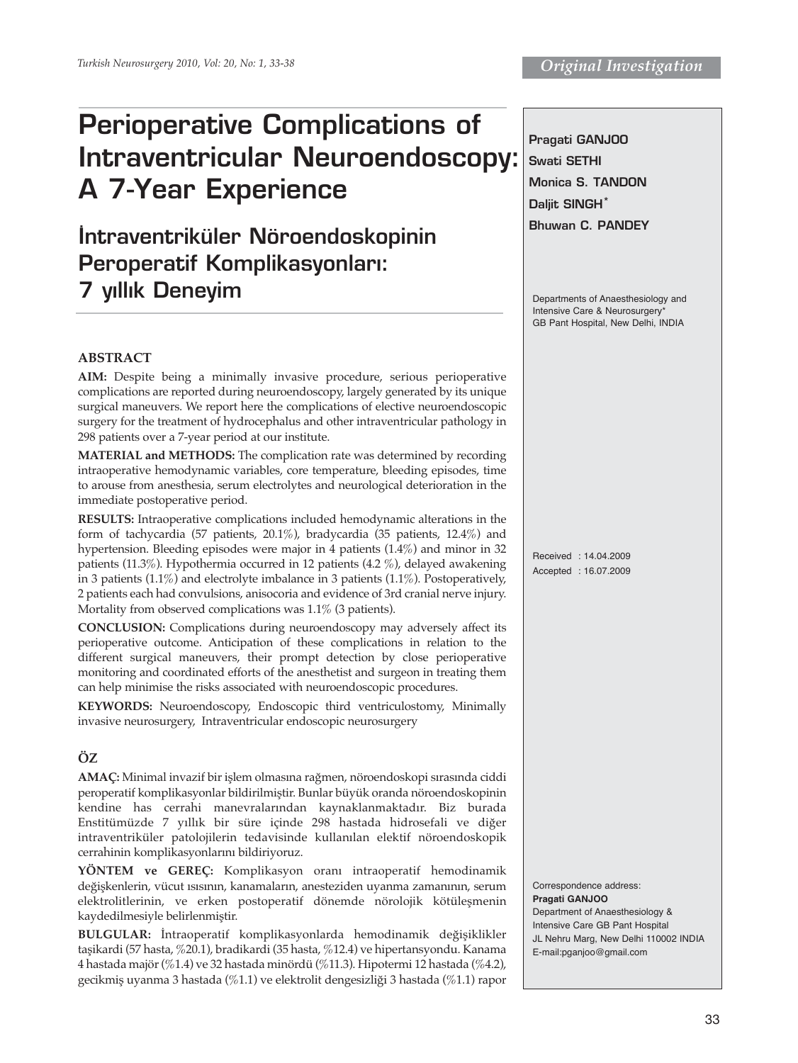Original Investigation

# Perioperative Complications of Intraventricular Neuroendoscopy: A 7-Year Experience

# İntraventriküler Nöroendoskopinin Peroperatif Komplikasyonları: 7 yıllık Deneyim

**Pragati GANJOO**
**Swati SETHI**
**Monica S. TANDON**
**Daljit SINGH[*]**
**Bhuwan C. PANDEY**

Departments of Anaesthesiology and Intensive Care & Neurosurgery*
GB Pant Hospital, New Delhi, INDIA

## ABSTRACT

**AIM:** Despite being a minimally invasive procedure, serious perioperative complications are reported during neuroendoscopy, largely generated by its unique surgical maneuvers. We report here the complications of elective neuroendoscopic surgery for the treatment of hydrocephalus and other intraventricular pathology in 298 patients over a 7-year period at our institute.

**MATERIAL and METHODS:** The complication rate was determined by recording intraoperative hemodynamic variables, core temperature, bleeding episodes, time to arouse from anesthesia, serum electrolytes and neurological deterioration in the immediate postoperative period.

**RESULTS:** Intraoperative complications included hemodynamic alterations in the form of tachycardia (57 patients, 20.1%), bradycardia (35 patients, 12.4%) and hypertension. Bleeding episodes were major in 4 patients (1.4%) and minor in 32 patients (11.3%). Hypothermia occurred in 12 patients (4.2 %), delayed awakening in 3 patients (1.1%) and electrolyte imbalance in 3 patients (1.1%). Postoperatively, 2 patients each had convulsions, anisocoria and evidence of 3rd cranial nerve injury. Mortality from observed complications was 1.1% (3 patients).

**CONCLUSION:** Complications during neuroendoscopy may adversely affect its perioperative outcome. Anticipation of these complications in relation to the different surgical maneuvers, their prompt detection by close perioperative monitoring and coordinated efforts of the anesthetist and surgeon in treating them can help minimise the risks associated with neuroendoscopic procedures.

**KEYWORDS:** Neuroendoscopy, Endoscopic third ventriculostomy, Minimally invasive neurosurgery, Intraventricular endoscopic neurosurgery

## ÖZ

**AMAÇ:** Minimal invazif bir işlem olmasına rağmen, nöroendoskopi sırasında ciddi peroperatif komplikasyonlar bildirilmiştir. Bunlar büyük oranda nöroendoskopinin kendine has cerrahi manevralarından kaynaklanmaktadır. Biz burada Enstitümüzde 7 yıllık bir süre içinde 298 hastada hidrosefali ve diğer intraventriküler patolojilerin tedavisinde kullanılan elektif nöroendoskopik cerrahinin komplikasyonlarını bildiriyoruz.

**YÖNTEM ve GEREÇ:** Komplikasyon oranı intraoperatif hemodinamik değişkenlerin, vücut ısısının, kanamaların, anesteziden uyanma zamanının, serum elektrolitlerinin, ve erken postoperatif dönemde nörolojik kötüleşmenin kaydedilmesiyle belirlenmiştir.

**BULGULAR:** İntraoperatif komplikasyonlarda hemodinamik değişiklikler taşikardi (57 hasta, %20.1), bradikardi (35 hasta, %12.4) ve hipertansyondu. Kanama 4 hastada majör (%1.4) ve 32 hastada minördü (%11.3). Hipotermi 12 hastada (%4.2), gecikmiş uyanma 3 hastada (%1.1) ve elektrolit dengesizliği 3 hastada (%1.1) rapor

Received : 14.04.2009
Accepted : 16.07.2009

Correspondence address:
**Pragati GANJOO**
Department of Anaesthesiology & Intensive Care GB Pant Hospital
JL Nehru Marg, New Delhi 110002 INDIA
E-mail:pganjoo@gmail.com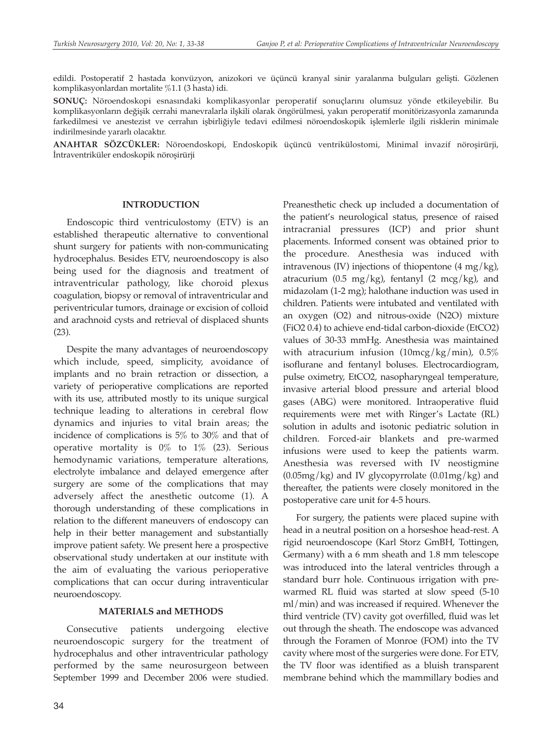edildi. Postoperatif 2 hastada konvüzyon, anizokori ve üçüncü kranyal sinir yaralanma bulguları gelişti. Gözlenen komplikasyonlardan mortalite %1.1 (3 hasta) idi.

**SONUÇ:** Nöroendoskopi esnasındaki komplikasyonlar peroperatif sonuçlarını olumsuz yönde etkileyebilir. Bu komplikasyonların değişik cerrahi manevralarla ilşkili olarak öngörülmesi, yakın peroperatif monitörizasyonla zamanında farkedilmesi ve anestezist ve cerrahın işbirliğiyle tedavi edilmesi nöroendoskopik işlemlerle ilgili risklerin minimale indirilmesinde yararlı olacaktır.

**ANAHTAR SÖZCÜKLER:** Nöroendoskopi, Endoskopik üçüncü ventrikülostomi, Minimal invazif nöroşirürji, İntraventriküler endoskopik nöroşirürji

## INTRODUCTION

Endoscopic third ventriculostomy (ETV) is an established therapeutic alternative to conventional shunt surgery for patients with non-communicating hydrocephalus. Besides ETV, neuroendoscopy is also being used for the diagnosis and treatment of intraventricular pathology, like choroid plexus coagulation, biopsy or removal of intraventricular and periventricular tumors, drainage or excision of colloid and arachnoid cysts and retrieval of displaced shunts (23).

Despite the many advantages of neuroendoscopy which include, speed, simplicity, avoidance of implants and no brain retraction or dissection, a variety of perioperative complications are reported with its use, attributed mostly to its unique surgical technique leading to alterations in cerebral flow dynamics and injuries to vital brain areas; the incidence of complications is 5% to 30% and that of operative mortality is 0% to 1% (23). Serious hemodynamic variations, temperature alterations, electrolyte imbalance and delayed emergence after surgery are some of the complications that may adversely affect the anesthetic outcome (1). A thorough understanding of these complications in relation to the different maneuvers of endoscopy can help in their better management and substantially improve patient safety. We present here a prospective observational study undertaken at our institute with the aim of evaluating the various perioperative complications that can occur during intraventicular neuroendoscopy.

## MATERIALS and METHODS

Consecutive patients undergoing elective neuroendoscopic surgery for the treatment of hydrocephalus and other intraventricular pathology performed by the same neurosurgeon between September 1999 and December 2006 were studied. Preanesthetic check up included a documentation of the patient's neurological status, presence of raised intracranial pressures (ICP) and prior shunt placements. Informed consent was obtained prior to the procedure. Anesthesia was induced with intravenous (IV) injections of thiopentone (4 mg/kg), atracurium (0.5 mg/kg), fentanyl (2 mcg/kg), and midazolam (1-2 mg); halothane induction was used in children. Patients were intubated and ventilated with an oxygen ($O_2$) and nitrous-oxide ($N_2O$) mixture ($FiO_2$ 0.4) to achieve end-tidal carbon-dioxide ($EtCO_2$) values of 30-33 mmHg. Anesthesia was maintained with atracurium infusion (10mcg/kg/min), 0.5% isoflurane and fentanyl boluses. Electrocardiogram, pulse oximetry, $EtCO_2$, nasopharyngeal temperature, invasive arterial blood pressure and arterial blood gases (ABG) were monitored. Intraoperative fluid requirements were met with Ringer's Lactate (RL) solution in adults and isotonic pediatric solution in children. Forced-air blankets and pre-warmed infusions were used to keep the patients warm. Anesthesia was reversed with IV neostigmine (0.05mg/kg) and IV glycopyrrolate (0.01mg/kg) and thereafter, the patients were closely monitored in the postoperative care unit for 4-5 hours.

For surgery, the patients were placed supine with head in a neutral position on a horseshoe head-rest. A rigid neuroendoscope (Karl Storz GmBH, Tottingen, Germany) with a 6 mm sheath and 1.8 mm telescope was introduced into the lateral ventricles through a standard burr hole. Continuous irrigation with pre-warmed RL fluid was started at slow speed (5-10 ml/min) and was increased if required. Whenever the third ventricle (TV) cavity got overfilled, fluid was let out through the sheath. The endoscope was advanced through the Foramen of Monroe (FOM) into the TV cavity where most of the surgeries were done. For ETV, the TV floor was identified as a bluish transparent membrane behind which the mammillary bodies and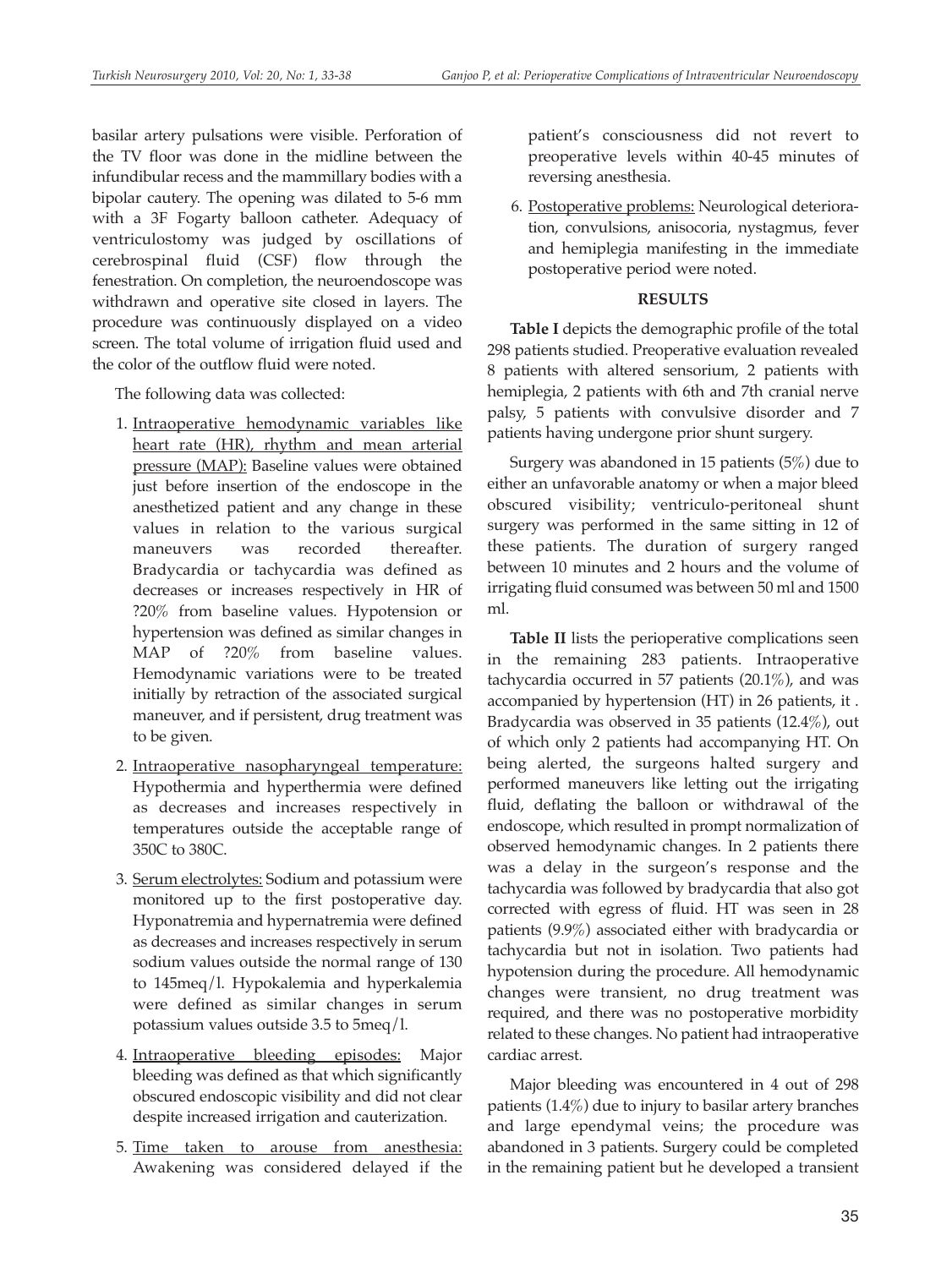basilar artery pulsations were visible. Perforation of the TV floor was done in the midline between the infundibular recess and the mammillary bodies with a bipolar cautery. The opening was dilated to 5-6 mm with a 3F Fogarty balloon catheter. Adequacy of ventriculostomy was judged by oscillations of cerebrospinal fluid (CSF) flow through the fenestration. On completion, the neuroendoscope was withdrawn and operative site closed in layers. The procedure was continuously displayed on a video screen. The total volume of irrigation fluid used and the color of the outflow fluid were noted.

The following data was collected:

1. Intraoperative hemodynamic variables like heart rate (HR), rhythm and mean arterial pressure (MAP): Baseline values were obtained just before insertion of the endoscope in the anesthetized patient and any change in these values in relation to the various surgical maneuvers was recorded thereafter. Bradycardia or tachycardia was defined as decreases or increases respectively in HR of ?20% from baseline values. Hypotension or hypertension was defined as similar changes in MAP of ?20% from baseline values. Hemodynamic variations were to be treated initially by retraction of the associated surgical maneuver, and if persistent, drug treatment was to be given.
2. Intraoperative nasopharyngeal temperature: Hypothermia and hyperthermia were defined as decreases and increases respectively in temperatures outside the acceptable range of 350C to 380C.
3. Serum electrolytes: Sodium and potassium were monitored up to the first postoperative day. Hyponatremia and hypernatremia were defined as decreases and increases respectively in serum sodium values outside the normal range of 130 to 145meq/l. Hypokalemia and hyperkalemia were defined as similar changes in serum potassium values outside 3.5 to 5meq/l.
4. Intraoperative bleeding episodes: Major bleeding was defined as that which significantly obscured endoscopic visibility and did not clear despite increased irrigation and cauterization.
5. Time taken to arouse from anesthesia: Awakening was considered delayed if the patient's consciousness did not revert to preoperative levels within 40-45 minutes of reversing anesthesia.
6. Postoperative problems: Neurological deterioration, convulsions, anisocoria, nystagmus, fever and hemiplegia manifesting in the immediate postoperative period were noted.

## RESULTS

**Table I** depicts the demographic profile of the total 298 patients studied. Preoperative evaluation revealed 8 patients with altered sensorium, 2 patients with hemiplegia, 2 patients with 6th and 7th cranial nerve palsy, 5 patients with convulsive disorder and 7 patients having undergone prior shunt surgery.

Surgery was abandoned in 15 patients (5%) due to either an unfavorable anatomy or when a major bleed obscured visibility; ventriculo-peritoneal shunt surgery was performed in the same sitting in 12 of these patients. The duration of surgery ranged between 10 minutes and 2 hours and the volume of irrigating fluid consumed was between 50 ml and 1500 ml.

**Table II** lists the perioperative complications seen in the remaining 283 patients. Intraoperative tachycardia occurred in 57 patients (20.1%), and was accompanied by hypertension (HT) in 26 patients, it . Bradycardia was observed in 35 patients (12.4%), out of which only 2 patients had accompanying HT. On being alerted, the surgeons halted surgery and performed maneuvers like letting out the irrigating fluid, deflating the balloon or withdrawal of the endoscope, which resulted in prompt normalization of observed hemodynamic changes. In 2 patients there was a delay in the surgeon's response and the tachycardia was followed by bradycardia that also got corrected with egress of fluid. HT was seen in 28 patients (9.9%) associated either with bradycardia or tachycardia but not in isolation. Two patients had hypotension during the procedure. All hemodynamic changes were transient, no drug treatment was required, and there was no postoperative morbidity related to these changes. No patient had intraoperative cardiac arrest.

Major bleeding was encountered in 4 out of 298 patients (1.4%) due to injury to basilar artery branches and large ependymal veins; the procedure was abandoned in 3 patients. Surgery could be completed in the remaining patient but he developed a transient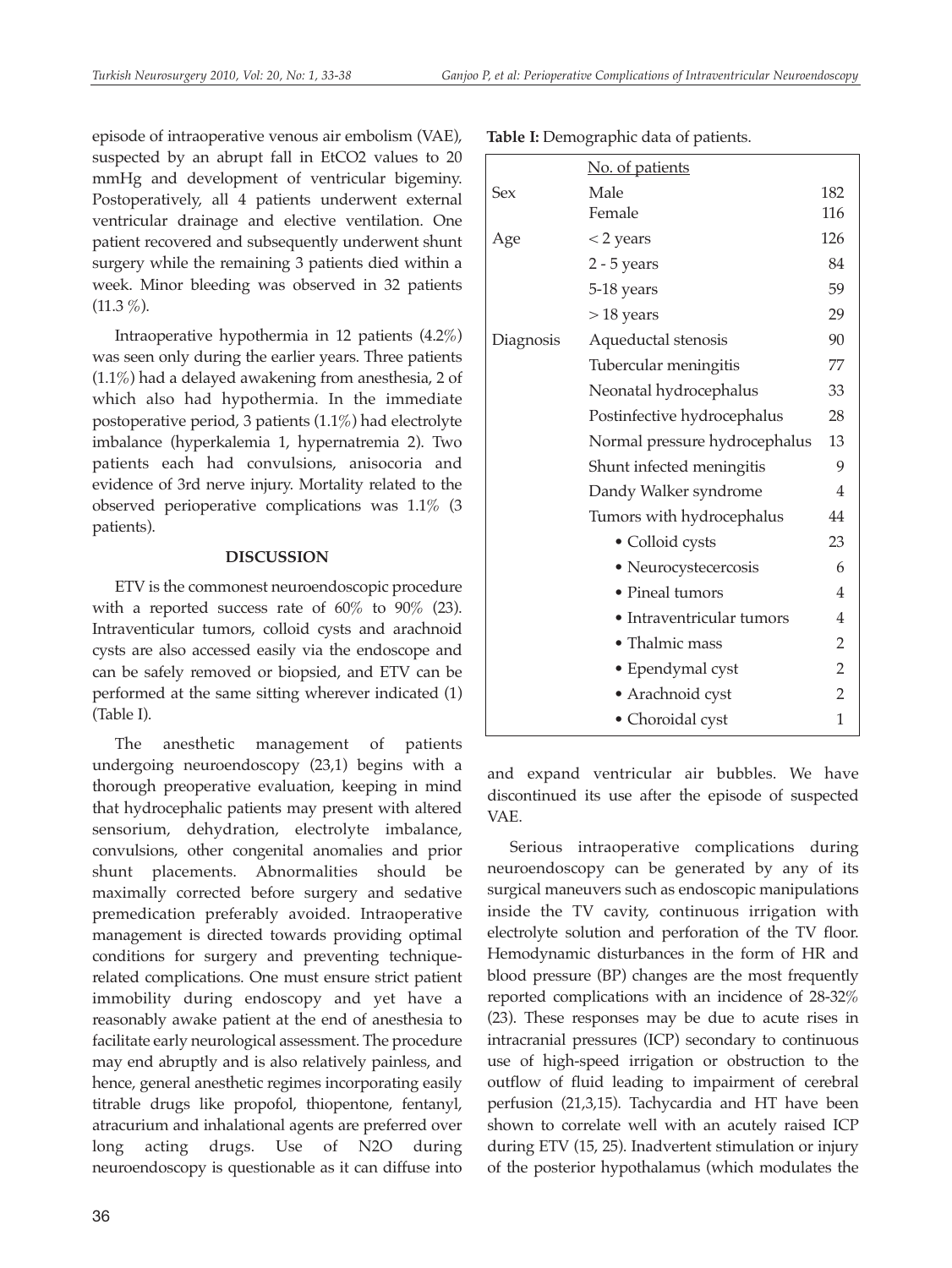episode of intraoperative venous air embolism (VAE), suspected by an abrupt fall in EtCO2 values to 20 mmHg and development of ventricular bigeminy. Postoperatively, all 4 patients underwent external ventricular drainage and elective ventilation. One patient recovered and subsequently underwent shunt surgery while the remaining 3 patients died within a week. Minor bleeding was observed in 32 patients (11.3 %).

Intraoperative hypothermia in 12 patients (4.2%) was seen only during the earlier years. Three patients (1.1%) had a delayed awakening from anesthesia, 2 of which also had hypothermia. In the immediate postoperative period, 3 patients (1.1%) had electrolyte imbalance (hyperkalemia 1, hypernatremia 2). Two patients each had convulsions, anisocoria and evidence of 3rd nerve injury. Mortality related to the observed perioperative complications was 1.1% (3 patients).

## DISCUSSION

ETV is the commonest neuroendoscopic procedure with a reported success rate of 60% to 90% (23). Intraventicular tumors, colloid cysts and arachnoid cysts are also accessed easily via the endoscope and can be safely removed or biopsied, and ETV can be performed at the same sitting wherever indicated (1) (Table I).

**Table I:** Demographic data of patients.

| | No. of patients | |
|---|---|---|
| Sex | Male | 182 |
| | Female | 116 |
| Age | < 2 years | 126 |
| | 2 - 5 years | 84 |
| | 5-18 years | 59 |
| | > 18 years | 29 |
| Diagnosis | Aqueductal stenosis | 90 |
| | Tubercular meningitis | 77 |
| | Neonatal hydrocephalus | 33 |
| | Postinfective hydrocephalus | 28 |
| | Normal pressure hydrocephalus | 13 |
| | Shunt infected meningitis | 9 |
| | Dandy Walker syndrome | 4 |
| | Tumors with hydrocephalus | 44 |
| | • Colloid cysts | 23 |
| | • Neurocystecercosis | 6 |
| | • Pineal tumors | 4 |
| | • Intraventricular tumors | 4 |
| | • Thalmic mass | 2 |
| | • Ependymal cyst | 2 |
| | • Arachnoid cyst | 2 |
| | • Choroidal cyst | 1 |

The anesthetic management of patients undergoing neuroendoscopy (23,1) begins with a thorough preoperative evaluation, keeping in mind that hydrocephalic patients may present with altered sensorium, dehydration, electrolyte imbalance, convulsions, other congenital anomalies and prior shunt placements. Abnormalities should be maximally corrected before surgery and sedative premedication preferably avoided. Intraoperative management is directed towards providing optimal conditions for surgery and preventing technique-related complications. One must ensure strict patient immobility during endoscopy and yet have a reasonably awake patient at the end of anesthesia to facilitate early neurological assessment. The procedure may end abruptly and is also relatively painless, and hence, general anesthetic regimes incorporating easily titrable drugs like propofol, thiopentone, fentanyl, atracurium and inhalational agents are preferred over long acting drugs. Use of N2O during neuroendoscopy is questionable as it can diffuse into and expand ventricular air bubbles. We have discontinued its use after the episode of suspected VAE.

Serious intraoperative complications during neuroendoscopy can be generated by any of its surgical maneuvers such as endoscopic manipulations inside the TV cavity, continuous irrigation with electrolyte solution and perforation of the TV floor. Hemodynamic disturbances in the form of HR and blood pressure (BP) changes are the most frequently reported complications with an incidence of 28-32% (23). These responses may be due to acute rises in intracranial pressures (ICP) secondary to continuous use of high-speed irrigation or obstruction to the outflow of fluid leading to impairment of cerebral perfusion (21,3,15). Tachycardia and HT have been shown to correlate well with an acutely raised ICP during ETV (15, 25). Inadvertent stimulation or injury of the posterior hypothalamus (which modulates the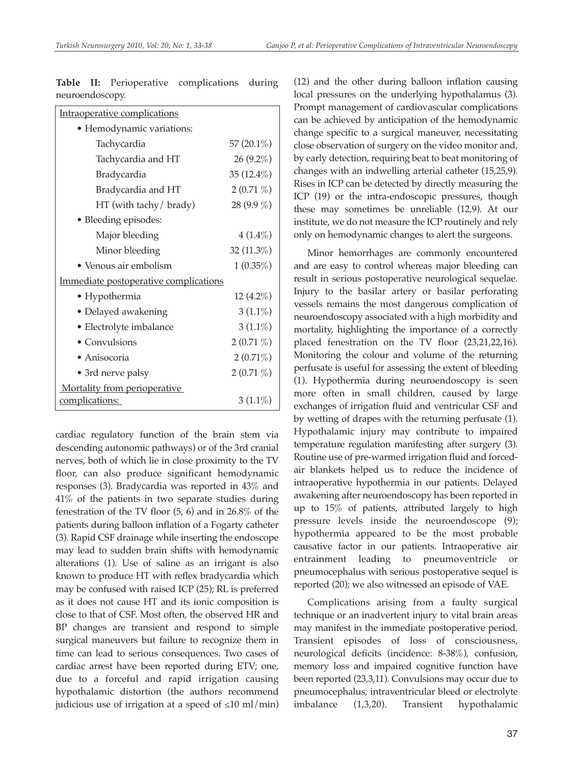**Table II:** Perioperative complications during neuroendoscopy.

| Complication | n (%) |
|---|---|
| <u>Intraoperative complications</u> | |
| • Hemodynamic variations: | |
| Tachycardia | 57 (20.1%) |
| Tachycardia and HT | 26 (9.2%) |
| Bradycardia | 35 (12.4%) |
| Bradycardia and HT | 2 (0.71 %) |
| HT (with tachy/ brady) | 28 (9.9 %) |
| • Bleeding episodes: | |
| Major bleeding | 4 (1.4%) |
| Minor bleeding | 32 (11.3%) |
| • Venous air embolism | 1 (0.35%) |
| <u>Immediate postoperative complications</u> | |
| • Hypothermia | 12 (4.2%) |
| • Delayed awakening | 3 (1.1%) |
| • Electrolyte imbalance | 3 (1.1%) |
| • Convulsions | 2 (0.71 %) |
| • Anisocoria | 2 (0.71%) |
| • 3rd nerve palsy | 2 (0.71 %) |
| <u>Mortality from perioperative complications:</u> | 3 (1.1%) |

cardiac regulatory function of the brain stem via descending autonomic pathways) or of the 3rd cranial nerves, both of which lie in close proximity to the TV floor, can also produce significant hemodynamic responses (3). Bradycardia was reported in 43% and 41% of the patients in two separate studies during fenestration of the TV floor (5, 6) and in 26.8% of the patients during balloon inflation of a Fogarty catheter (3). Rapid CSF drainage while inserting the endoscope may lead to sudden brain shifts with hemodynamic alterations (1). Use of saline as an irrigant is also known to produce HT with reflex bradycardia which may be confused with raised ICP (25); RL is preferred as it does not cause HT and its ionic composition is close to that of CSF. Most often, the observed HR and BP changes are transient and respond to simple surgical maneuvers but failure to recognize them in time can lead to serious consequences. Two cases of cardiac arrest have been reported during ETV; one, due to a forceful and rapid irrigation causing hypothalamic distortion (the authors recommend judicious use of irrigation at a speed of ≤10 ml/min) (12) and the other during balloon inflation causing local pressures on the underlying hypothalamus (3). Prompt management of cardiovascular complications can be achieved by anticipation of the hemodynamic change specific to a surgical maneuver, necessitating close observation of surgery on the video monitor and, by early detection, requiring beat to beat monitoring of changes with an indwelling arterial catheter (15,25,9). Rises in ICP can be detected by directly measuring the ICP (19) or the intra-endoscopic pressures, though these may sometimes be unreliable (12,9). At our institute, we do not measure the ICP routinely and rely only on hemodynamic changes to alert the surgeons.

Minor hemorrhages are commonly encountered and are easy to control whereas major bleeding can result in serious postoperative neurological sequelae. Injury to the basilar artery or basilar perforating vessels remains the most dangerous complication of neuroendoscopy associated with a high morbidity and mortality, highlighting the importance of a correctly placed fenestration on the TV floor (23,21,22,16). Monitoring the colour and volume of the returning perfusate is useful for assessing the extent of bleeding (1). Hypothermia during neuroendoscopy is seen more often in small children, caused by large exchanges of irrigation fluid and ventricular CSF and by wetting of drapes with the returning perfusate (1). Hypothalamic injury may contribute to impaired temperature regulation manifesting after surgery (3). Routine use of pre-warmed irrigation fluid and forced-air blankets helped us to reduce the incidence of intraoperative hypothermia in our patients. Delayed awakening after neuroendoscopy has been reported in up to 15% of patients, attributed largely to high pressure levels inside the neuroendoscope (9); hypothermia appeared to be the most probable causative factor in our patients. Intraoperative air entrainment leading to pneumoventricle or pneumocephalus with serious postoperative sequel is reported (20); we also witnessed an episode of VAE.

Complications arising from a faulty surgical technique or an inadvertent injury to vital brain areas may manifest in the immediate postoperative period. Transient episodes of loss of consciousness, neurological deficits (incidence: 8-38%), confusion, memory loss and impaired cognitive function have been reported (23,3,11). Convulsions may occur due to pneumocephalus, intraventricular bleed or electrolyte imbalance (1,3,20). Transient hypothalamic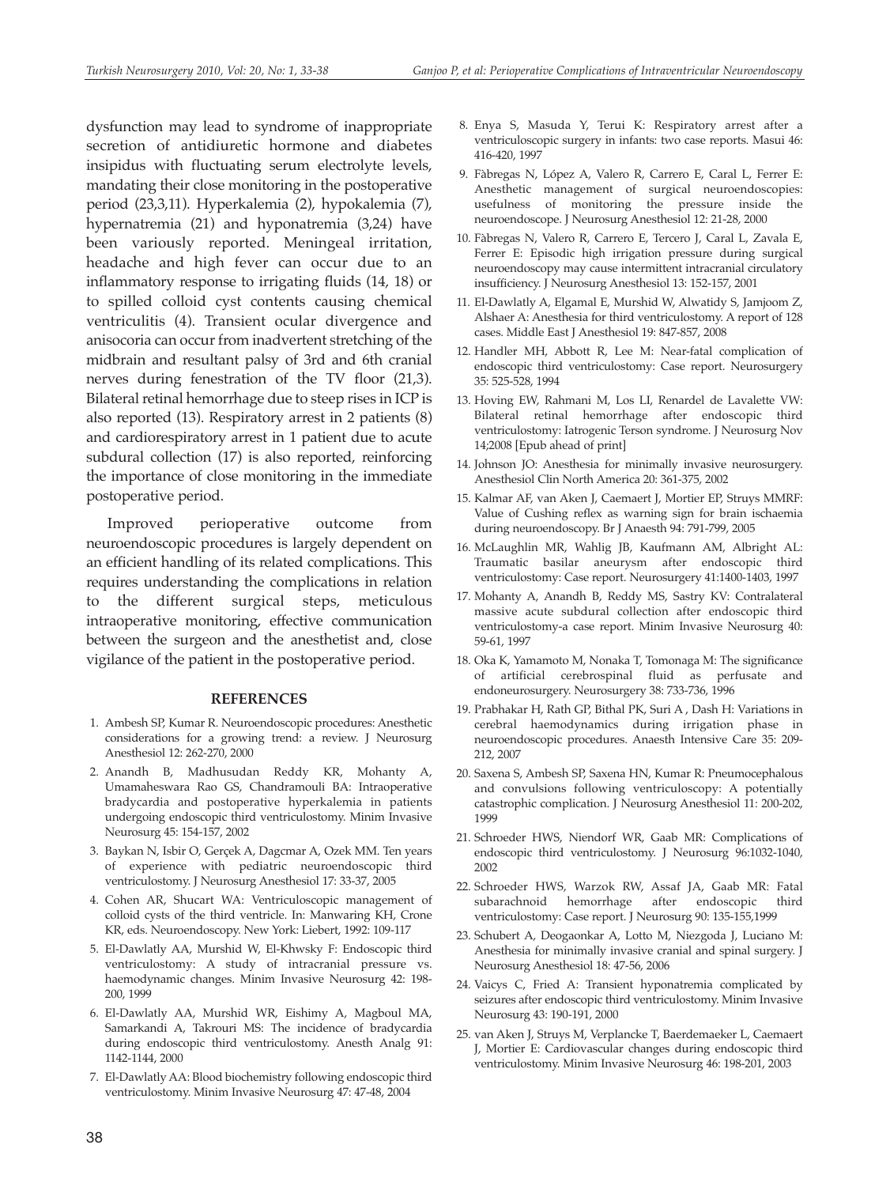dysfunction may lead to syndrome of inappropriate secretion of antidiuretic hormone and diabetes insipidus with fluctuating serum electrolyte levels, mandating their close monitoring in the postoperative period (23,3,11). Hyperkalemia (2), hypokalemia (7), hypernatremia (21) and hyponatremia (3,24) have been variously reported. Meningeal irritation, headache and high fever can occur due to an inflammatory response to irrigating fluids (14, 18) or to spilled colloid cyst contents causing chemical ventriculitis (4). Transient ocular divergence and anisocoria can occur from inadvertent stretching of the midbrain and resultant palsy of 3rd and 6th cranial nerves during fenestration of the TV floor (21,3). Bilateral retinal hemorrhage due to steep rises in ICP is also reported (13). Respiratory arrest in 2 patients (8) and cardiorespiratory arrest in 1 patient due to acute subdural collection (17) is also reported, reinforcing the importance of close monitoring in the immediate postoperative period.

Improved perioperative outcome from neuroendoscopic procedures is largely dependent on an efficient handling of its related complications. This requires understanding the complications in relation to the different surgical steps, meticulous intraoperative monitoring, effective communication between the surgeon and the anesthetist and, close vigilance of the patient in the postoperative period.

## REFERENCES

1. Ambesh SP, Kumar R. Neuroendoscopic procedures: Anesthetic considerations for a growing trend: a review. J Neurosurg Anesthesiol 12: 262-270, 2000
2. Anandh B, Madhusudan Reddy KR, Mohanty A, Umamaheswara Rao GS, Chandramouli BA: Intraoperative bradycardia and postoperative hyperkalemia in patients undergoing endoscopic third ventriculostomy. Minim Invasive Neurosurg 45: 154-157, 2002
3. Baykan N, Isbir O, Gerçek A, Dagcmar A, Ozek MM. Ten years of experience with pediatric neuroendoscopic third ventriculostomy. J Neurosurg Anesthesiol 17: 33-37, 2005
4. Cohen AR, Shucart WA: Ventriculoscopic management of colloid cysts of the third ventricle. In: Manwaring KH, Crone KR, eds. Neuroendoscopy. New York: Liebert, 1992: 109-117
5. El-Dawlatly AA, Murshid W, El-Khwsky F: Endoscopic third ventriculostomy: A study of intracranial pressure vs. haemodynamic changes. Minim Invasive Neurosurg 42: 198-200, 1999
6. El-Dawlatly AA, Murshid WR, Eishimy A, Magboul MA, Samarkandi A, Takrouri MS: The incidence of bradycardia during endoscopic third ventriculostomy. Anesth Analg 91: 1142-1144, 2000
7. El-Dawlatly AA: Blood biochemistry following endoscopic third ventriculostomy. Minim Invasive Neurosurg 47: 47-48, 2004
8. Enya S, Masuda Y, Terui K: Respiratory arrest after a ventriculoscopic surgery in infants: two case reports. Masui 46: 416-420, 1997
9. Fàbregas N, López A, Valero R, Carrero E, Caral L, Ferrer E: Anesthetic management of surgical neuroendoscopies: usefulness of monitoring the pressure inside the neuroendoscope. J Neurosurg Anesthesiol 12: 21-28, 2000
10. Fàbregas N, Valero R, Carrero E, Tercero J, Caral L, Zavala E, Ferrer E: Episodic high irrigation pressure during surgical neuroendoscopy may cause intermittent intracranial circulatory insufficiency. J Neurosurg Anesthesiol 13: 152-157, 2001
11. El-Dawlatly A, Elgamal E, Murshid W, Alwatidy S, Jamjoom Z, Alshaer A: Anesthesia for third ventriculostomy. A report of 128 cases. Middle East J Anesthesiol 19: 847-857, 2008
12. Handler MH, Abbott R, Lee M: Near-fatal complication of endoscopic third ventriculostomy: Case report. Neurosurgery 35: 525-528, 1994
13. Hoving EW, Rahmani M, Los LI, Renardel de Lavalette VW: Bilateral retinal hemorrhage after endoscopic third ventriculostomy: Iatrogenic Terson syndrome. J Neurosurg Nov 14;2008 [Epub ahead of print]
14. Johnson JO: Anesthesia for minimally invasive neurosurgery. Anesthesiol Clin North America 20: 361-375, 2002
15. Kalmar AF, van Aken J, Caemaert J, Mortier EP, Struys MMRF: Value of Cushing reflex as warning sign for brain ischaemia during neuroendoscopy. Br J Anaesth 94: 791-799, 2005
16. McLaughlin MR, Wahlig JB, Kaufmann AM, Albright AL: Traumatic basilar aneurysm after endoscopic third ventriculostomy: Case report. Neurosurgery 41:1400-1403, 1997
17. Mohanty A, Anandh B, Reddy MS, Sastry KV: Contralateral massive acute subdural collection after endoscopic third ventriculostomy-a case report. Minim Invasive Neurosurg 40: 59-61, 1997
18. Oka K, Yamamoto M, Nonaka T, Tomonaga M: The significance of artificial cerebrospinal fluid as perfusate and endoneurosurgery. Neurosurgery 38: 733-736, 1996
19. Prabhakar H, Rath GP, Bithal PK, Suri A , Dash H: Variations in cerebral haemodynamics during irrigation phase in neuroendoscopic procedures. Anaesth Intensive Care 35: 209-212, 2007
20. Saxena S, Ambesh SP, Saxena HN, Kumar R: Pneumocephalous and convulsions following ventriculoscopy: A potentially catastrophic complication. J Neurosurg Anesthesiol 11: 200-202, 1999
21. Schroeder HWS, Niendorf WR, Gaab MR: Complications of endoscopic third ventriculostomy. J Neurosurg 96:1032-1040, 2002
22. Schroeder HWS, Warzok RW, Assaf JA, Gaab MR: Fatal subarachnoid hemorrhage after endoscopic third ventriculostomy: Case report. J Neurosurg 90: 135-155,1999
23. Schubert A, Deogaonkar A, Lotto M, Niezgoda J, Luciano M: Anesthesia for minimally invasive cranial and spinal surgery. J Neurosurg Anesthesiol 18: 47-56, 2006
24. Vaicys C, Fried A: Transient hyponatremia complicated by seizures after endoscopic third ventriculostomy. Minim Invasive Neurosurg 43: 190-191, 2000
25. van Aken J, Struys M, Verplancke T, Baerdemaeker L, Caemaert J, Mortier E: Cardiovascular changes during endoscopic third ventriculostomy. Minim Invasive Neurosurg 46: 198-201, 2003